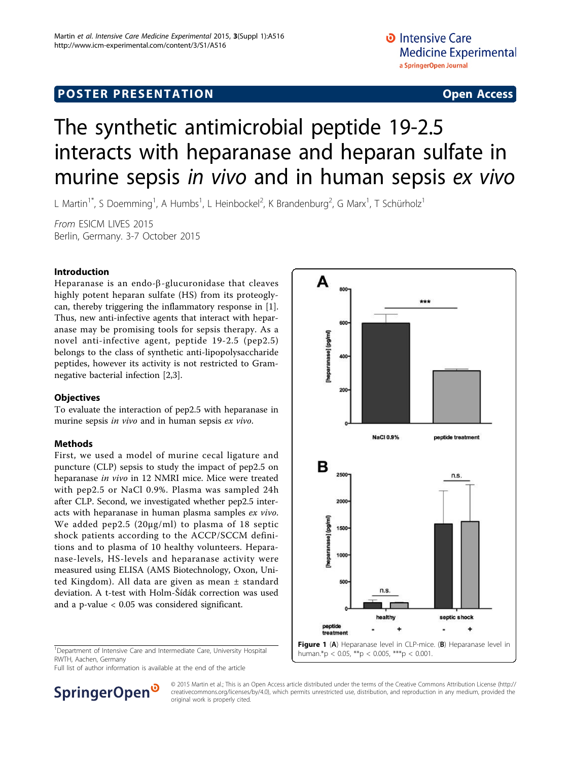POSTER PRESENTATION Open Access

# The synthetic antimicrobial peptide 19-2.5 interacts with heparanase and heparan sulfate in murine sepsis *in vivo* and in human sepsis *ex vivo*

L Martin[1*], S Doemming[1], A Humbs[1], L Heinbockel[2], K Brandenburg[2], G Marx[1], T Schürholz[1]

*From* ESICM LIVES 2015
Berlin, Germany. 3-7 October 2015

## Introduction

Heparanase is an endo-β-glucuronidase that cleaves highly potent heparan sulfate (HS) from its proteoglycan, thereby triggering the inflammatory response in [1]. Thus, new anti-infective agents that interact with heparanase may be promising tools for sepsis therapy. As a novel anti-infective agent, peptide 19-2.5 (pep2.5) belongs to the class of synthetic anti-lipopolysaccharide peptides, however its activity is not restricted to Gram-negative bacterial infection [2,3].

## Objectives

To evaluate the interaction of pep2.5 with heparanase in murine sepsis *in vivo* and in human sepsis *ex vivo*.

## Methods

First, we used a model of murine cecal ligature and puncture (CLP) sepsis to study the impact of pep2.5 on heparanase *in vivo* in 12 NMRI mice. Mice were treated with pep2.5 or NaCl 0.9%. Plasma was sampled 24h after CLP. Second, we investigated whether pep2.5 interacts with heparanase in human plasma samples *ex vivo*. We added pep2.5 (20µg/ml) to plasma of 18 septic shock patients according to the ACCP/SCCM definitions and to plasma of 10 healthy volunteers. Heparanase-levels, HS-levels and heparanase activity were measured using ELISA (AMS Biotechnology, Oxon, United Kingdom). All data are given as mean ± standard deviation. A t-test with Holm-Šídák correction was used and a p-value < 0.05 was considered significant.

Figure 1 (A) Heparanase level in CLP-mice. (B) Heparanase level in human.*p < 0.05, **p < 0.005, ***p < 0.001.

[1]Department of Intensive Care and Intermediate Care, University Hospital RWTH, Aachen, Germany
Full list of author information is available at the end of the article

© 2015 Martin et al.; This is an Open Access article distributed under the terms of the Creative Commons Attribution License (http://creativecommons.org/licenses/by/4.0), which permits unrestricted use, distribution, and reproduction in any medium, provided the original work is properly cited.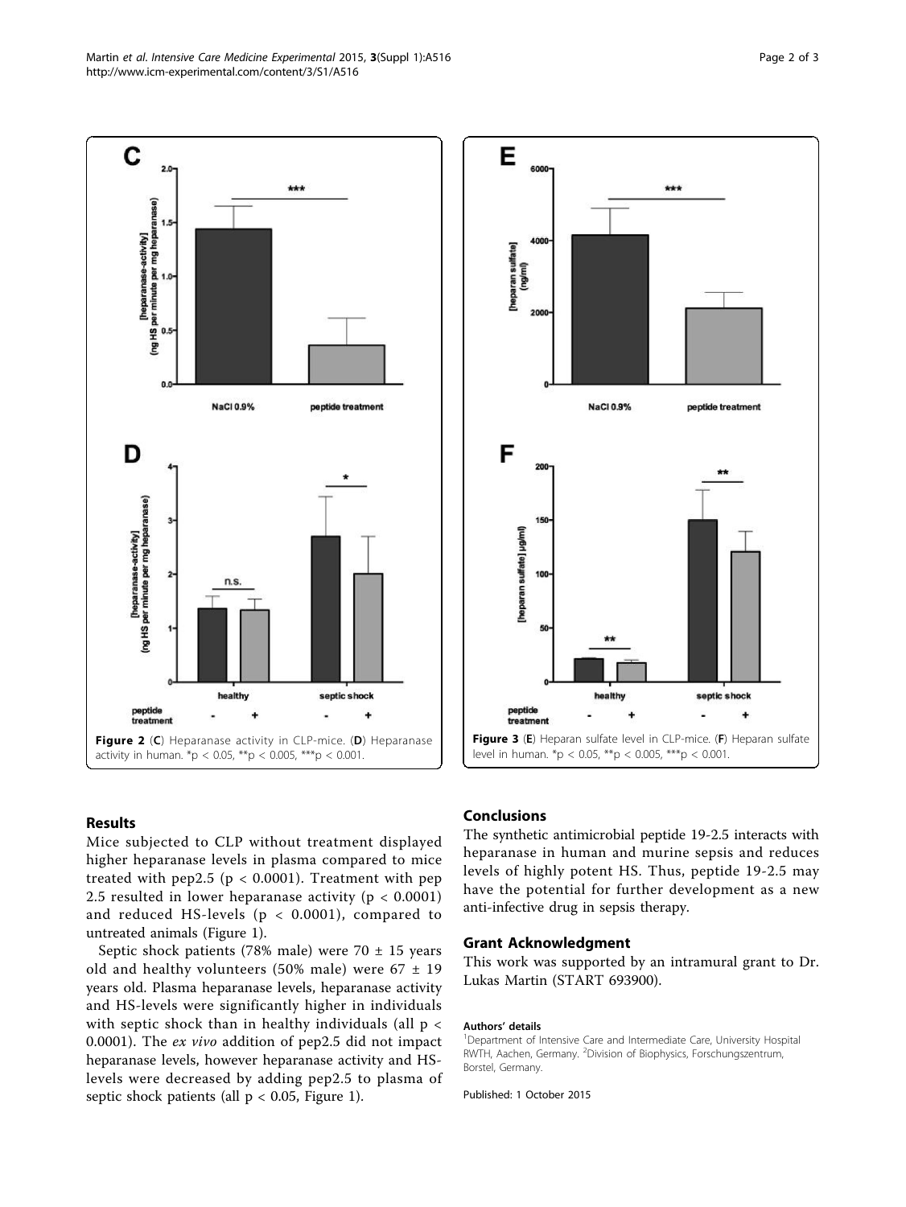Figure 2 (C) Heparanase activity in CLP-mice. (D) Heparanase activity in human. \*p < 0.05, \*\*p < 0.005, \*\*\*p < 0.001.

Figure 3 (E) Heparan sulfate level in CLP-mice. (F) Heparan sulfate level in human. \*p < 0.05, \*\*p < 0.005, \*\*\*p < 0.001.

## Results

Mice subjected to CLP without treatment displayed higher heparanase levels in plasma compared to mice treated with pep2.5 ($p < 0.0001$). Treatment with pep 2.5 resulted in lower heparanase activity ($p < 0.0001$) and reduced HS-levels ($p < 0.0001$), compared to untreated animals (Figure 1).

Septic shock patients (78% male) were 70 ± 15 years old and healthy volunteers (50% male) were 67 ± 19 years old. Plasma heparanase levels, heparanase activity and HS-levels were significantly higher in individuals with septic shock than in healthy individuals (all $p < 0.0001$). The *ex vivo* addition of pep2.5 did not impact heparanase levels, however heparanase activity and HS-levels were decreased by adding pep2.5 to plasma of septic shock patients (all $p < 0.05$, Figure 1).

## Conclusions

The synthetic antimicrobial peptide 19-2.5 interacts with heparanase in human and murine sepsis and reduces levels of highly potent HS. Thus, peptide 19-2.5 may have the potential for further development as a new anti-infective drug in sepsis therapy.

## Grant Acknowledgment

This work was supported by an intramural grant to Dr. Lukas Martin (START 693900).

#### Authors' details

[1]Department of Intensive Care and Intermediate Care, University Hospital RWTH, Aachen, Germany. [2]Division of Biophysics, Forschungszentrum, Borstel, Germany.

Published: 1 October 2015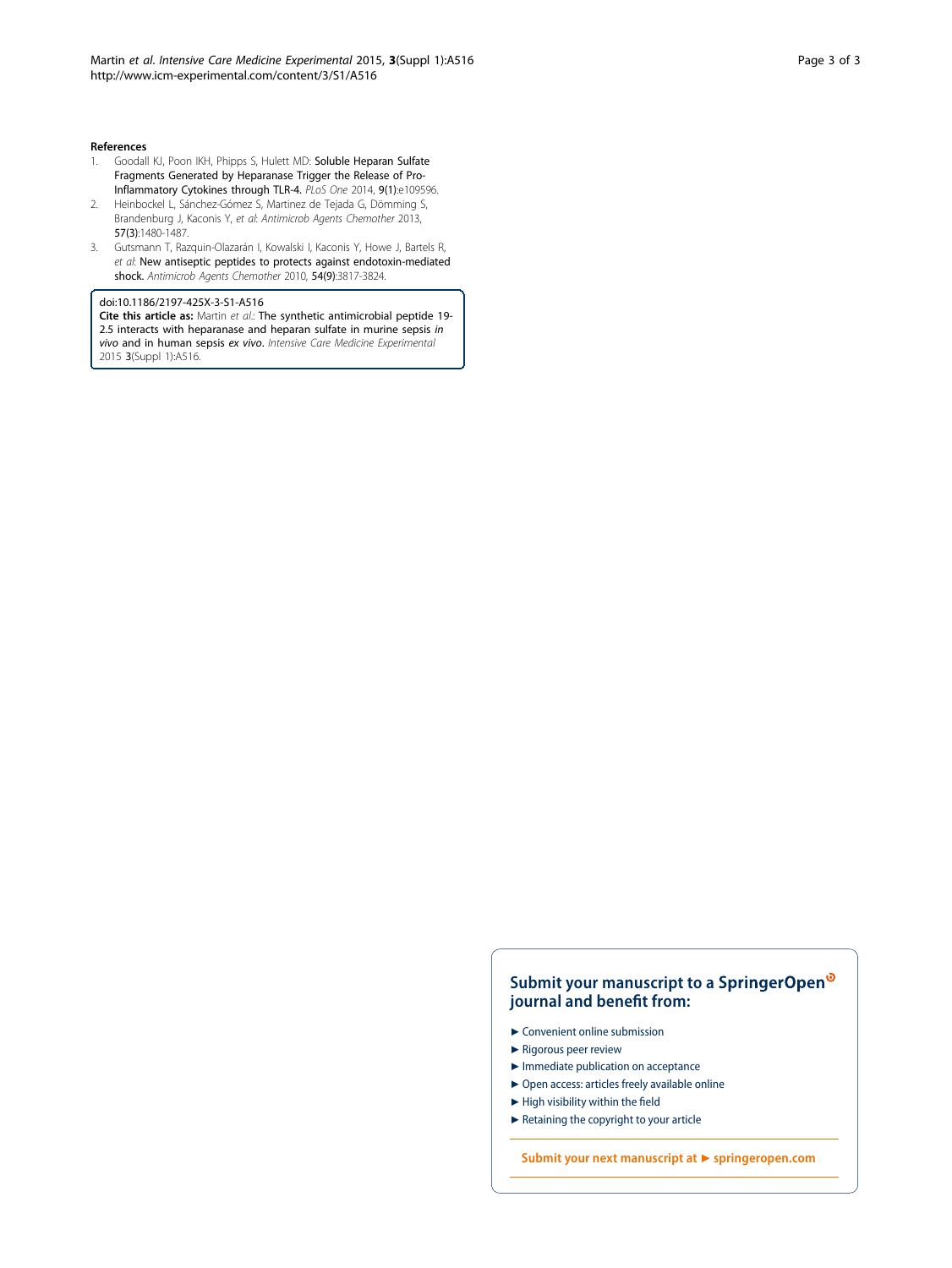### References

1. Goodall KJ, Poon IKH, Phipps S, Hulett MD: **Soluble Heparan Sulfate Fragments Generated by Heparanase Trigger the Release of Pro-Inflammatory Cytokines through TLR-4.** *PLoS One* 2014, **9(1)**:e109596.
2. Heinbockel L, Sánchez-Gómez S, Martinez de Tejada G, Dömming S, Brandenburg J, Kaconis Y, *et al*: *Antimicrob Agents Chemother* 2013, **57(3)**:1480-1487.
3. Gutsmann T, Razquin-Olazarán I, Kowalski I, Kaconis Y, Howe J, Bartels R, *et al*: **New antiseptic peptides to protects against endotoxin-mediated shock.** *Antimicrob Agents Chemother* 2010, **54(9)**:3817-3824.

doi:10.1186/2197-425X-3-S1-A516

**Cite this article as:** Martin *et al.*: **The synthetic antimicrobial peptide 19-2.5 interacts with heparanase and heparan sulfate in murine sepsis *in vivo* and in human sepsis *ex vivo*.** *Intensive Care Medicine Experimental* 2015 **3**(Suppl 1):A516.

**Submit your manuscript to a SpringerOpen journal and benefit from:**

- ► Convenient online submission
- ► Rigorous peer review
- ► Immediate publication on acceptance
- ► Open access: articles freely available online
- ► High visibility within the field
- ► Retaining the copyright to your article

**Submit your next manuscript at ► springeropen.com**